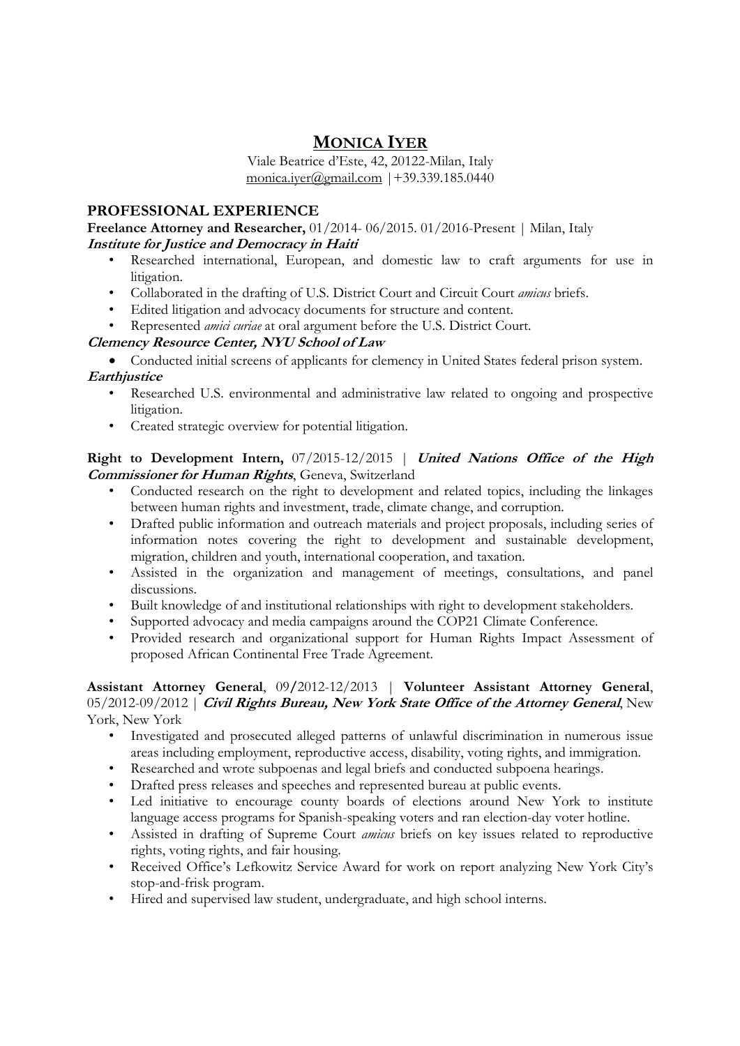# MONICA IYER

Viale Beatrice d'Este, 42, 20122-Milan, Italy
monica.iyer@gmail.com |+39.339.185.0440

## PROFESSIONAL EXPERIENCE

**Freelance Attorney and Researcher,** 01/2014- 06/2015. 01/2016-Present | Milan, Italy

***Institute for Justice and Democracy in Haiti***

- Researched international, European, and domestic law to craft arguments for use in litigation.
- Collaborated in the drafting of U.S. District Court and Circuit Court *amicus* briefs.
- Edited litigation and advocacy documents for structure and content.
- Represented *amici curiae* at oral argument before the U.S. District Court.

***Clemency Resource Center, NYU School of Law***

- Conducted initial screens of applicants for clemency in United States federal prison system.

***Earthjustice***

- Researched U.S. environmental and administrative law related to ongoing and prospective litigation.
- Created strategic overview for potential litigation.

**Right to Development Intern,** 07/2015-12/2015 | ***United Nations Office of the High Commissioner for Human Rights***, Geneva, Switzerland

- Conducted research on the right to development and related topics, including the linkages between human rights and investment, trade, climate change, and corruption.
- Drafted public information and outreach materials and project proposals, including series of information notes covering the right to development and sustainable development, migration, children and youth, international cooperation, and taxation.
- Assisted in the organization and management of meetings, consultations, and panel discussions.
- Built knowledge of and institutional relationships with right to development stakeholders.
- Supported advocacy and media campaigns around the COP21 Climate Conference.
- Provided research and organizational support for Human Rights Impact Assessment of proposed African Continental Free Trade Agreement.

**Assistant Attorney General**, 09/2012-12/2013 | **Volunteer Assistant Attorney General**, 05/2012-09/2012 | ***Civil Rights Bureau, New York State Office of the Attorney General***, New York, New York

- Investigated and prosecuted alleged patterns of unlawful discrimination in numerous issue areas including employment, reproductive access, disability, voting rights, and immigration.
- Researched and wrote subpoenas and legal briefs and conducted subpoena hearings.
- Drafted press releases and speeches and represented bureau at public events.
- Led initiative to encourage county boards of elections around New York to institute language access programs for Spanish-speaking voters and ran election-day voter hotline.
- Assisted in drafting of Supreme Court *amicus* briefs on key issues related to reproductive rights, voting rights, and fair housing.
- Received Office's Lefkowitz Service Award for work on report analyzing New York City's stop-and-frisk program.
- Hired and supervised law student, undergraduate, and high school interns.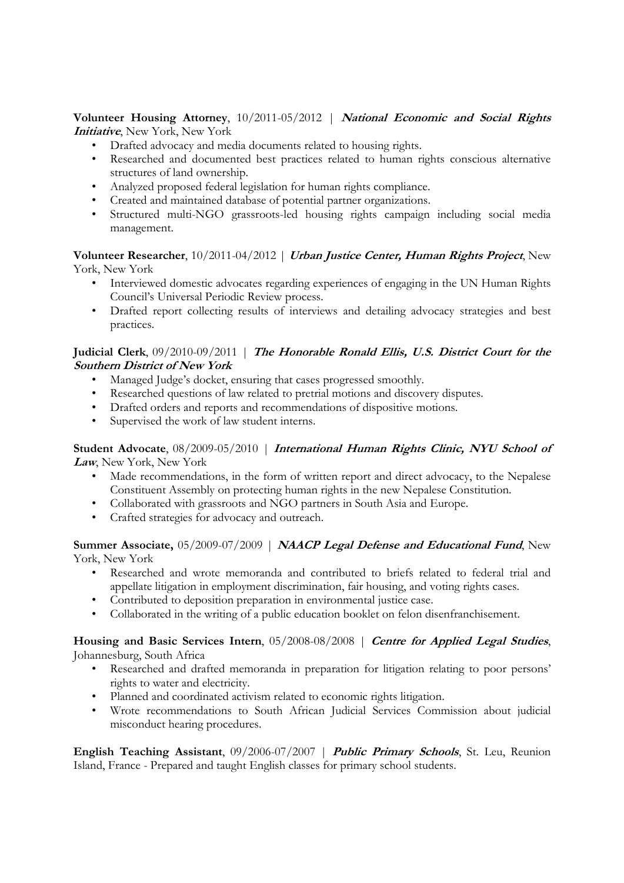**Volunteer Housing Attorney**, 10/2011-05/2012 | ***National Economic and Social Rights Initiative***, New York, New York

- Drafted advocacy and media documents related to housing rights.
- Researched and documented best practices related to human rights conscious alternative structures of land ownership.
- Analyzed proposed federal legislation for human rights compliance.
- Created and maintained database of potential partner organizations.
- Structured multi-NGO grassroots-led housing rights campaign including social media management.

**Volunteer Researcher**, 10/2011-04/2012 | ***Urban Justice Center, Human Rights Project***, New York, New York

- Interviewed domestic advocates regarding experiences of engaging in the UN Human Rights Council's Universal Periodic Review process.
- Drafted report collecting results of interviews and detailing advocacy strategies and best practices.

**Judicial Clerk**, 09/2010-09/2011 | ***The Honorable Ronald Ellis, U.S. District Court for the Southern District of New York***

- Managed Judge's docket, ensuring that cases progressed smoothly.
- Researched questions of law related to pretrial motions and discovery disputes.
- Drafted orders and reports and recommendations of dispositive motions.
- Supervised the work of law student interns.

**Student Advocate**, 08/2009-05/2010 | ***International Human Rights Clinic, NYU School of Law***, New York, New York

- Made recommendations, in the form of written report and direct advocacy, to the Nepalese Constituent Assembly on protecting human rights in the new Nepalese Constitution.
- Collaborated with grassroots and NGO partners in South Asia and Europe.
- Crafted strategies for advocacy and outreach.

**Summer Associate,** 05/2009-07/2009 | ***NAACP Legal Defense and Educational Fund***, New York, New York

- Researched and wrote memoranda and contributed to briefs related to federal trial and appellate litigation in employment discrimination, fair housing, and voting rights cases.
- Contributed to deposition preparation in environmental justice case.
- Collaborated in the writing of a public education booklet on felon disenfranchisement.

**Housing and Basic Services Intern**, 05/2008-08/2008 | ***Centre for Applied Legal Studies***, Johannesburg, South Africa

- Researched and drafted memoranda in preparation for litigation relating to poor persons' rights to water and electricity.
- Planned and coordinated activism related to economic rights litigation.
- Wrote recommendations to South African Judicial Services Commission about judicial misconduct hearing procedures.

**English Teaching Assistant**, 09/2006-07/2007 | ***Public Primary Schools***, St. Leu, Reunion Island, France - Prepared and taught English classes for primary school students.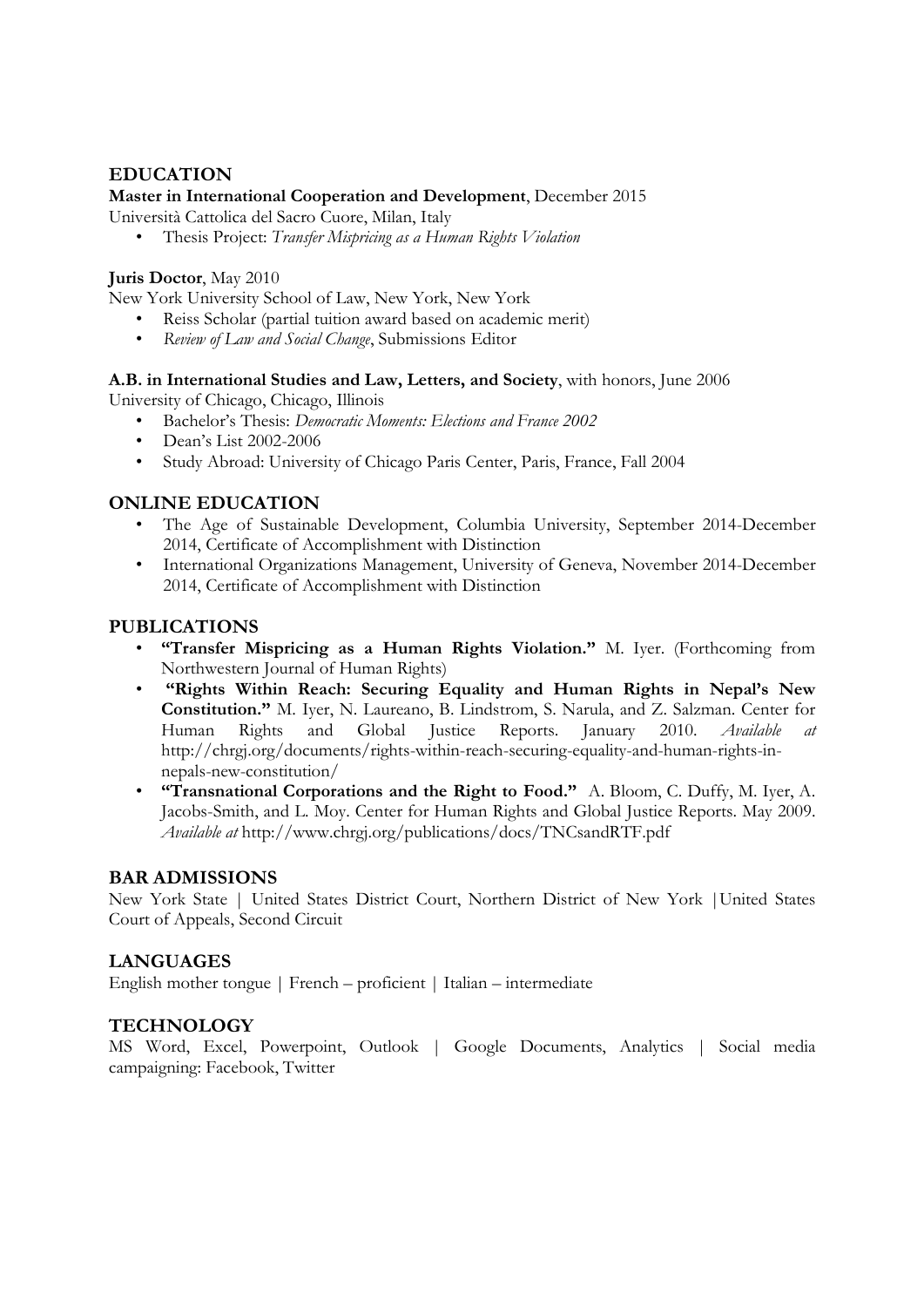## EDUCATION

**Master in International Cooperation and Development**, December 2015
Università Cattolica del Sacro Cuore, Milan, Italy

- Thesis Project: *Transfer Mispricing as a Human Rights Violation*

**Juris Doctor**, May 2010
New York University School of Law, New York, New York

- Reiss Scholar (partial tuition award based on academic merit)
- *Review of Law and Social Change*, Submissions Editor

**A.B. in International Studies and Law, Letters, and Society**, with honors, June 2006
University of Chicago, Chicago, Illinois

- Bachelor's Thesis: *Democratic Moments: Elections and France 2002*
- Dean's List 2002-2006
- Study Abroad: University of Chicago Paris Center, Paris, France, Fall 2004

## ONLINE EDUCATION

- The Age of Sustainable Development, Columbia University, September 2014-December 2014, Certificate of Accomplishment with Distinction
- International Organizations Management, University of Geneva, November 2014-December 2014, Certificate of Accomplishment with Distinction

## PUBLICATIONS

- **"Transfer Mispricing as a Human Rights Violation."** M. Iyer. (Forthcoming from Northwestern Journal of Human Rights)
- **"Rights Within Reach: Securing Equality and Human Rights in Nepal's New Constitution."** M. Iyer, N. Laureano, B. Lindstrom, S. Narula, and Z. Salzman. Center for Human Rights and Global Justice Reports. January 2010. *Available at* http://chrgj.org/documents/rights-within-reach-securing-equality-and-human-rights-in-nepals-new-constitution/
- **"Transnational Corporations and the Right to Food."** A. Bloom, C. Duffy, M. Iyer, A. Jacobs-Smith, and L. Moy. Center for Human Rights and Global Justice Reports. May 2009. *Available at* http://www.chrgj.org/publications/docs/TNCsandRTF.pdf

## BAR ADMISSIONS

New York State | United States District Court, Northern District of New York | United States Court of Appeals, Second Circuit

## LANGUAGES

English mother tongue | French – proficient | Italian – intermediate

## TECHNOLOGY

MS Word, Excel, Powerpoint, Outlook | Google Documents, Analytics | Social media campaigning: Facebook, Twitter